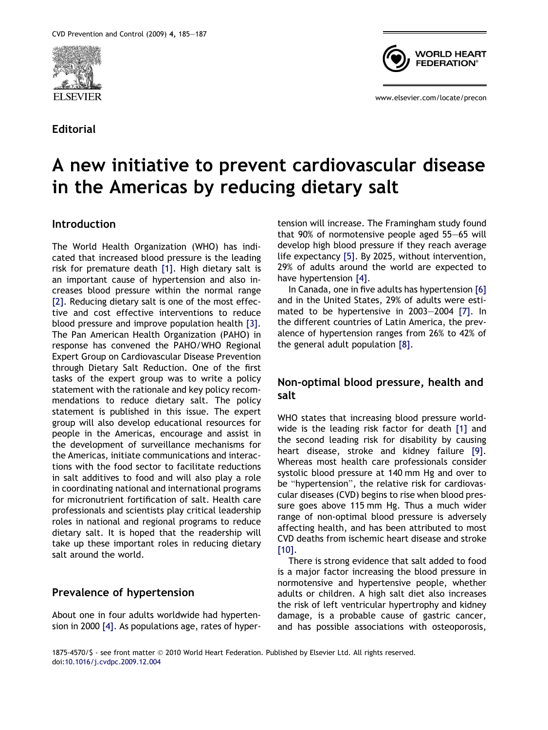Editorial

# A new initiative to prevent cardiovascular disease in the Americas by reducing dietary salt

## Introduction

The World Health Organization (WHO) has indicated that increased blood pressure is the leading risk for premature death [1]. High dietary salt is an important cause of hypertension and also increases blood pressure within the normal range [2]. Reducing dietary salt is one of the most effective and cost effective interventions to reduce blood pressure and improve population health [3]. The Pan American Health Organization (PAHO) in response has convened the PAHO/WHO Regional Expert Group on Cardiovascular Disease Prevention through Dietary Salt Reduction. One of the first tasks of the expert group was to write a policy statement with the rationale and key policy recommendations to reduce dietary salt. The policy statement is published in this issue. The expert group will also develop educational resources for people in the Americas, encourage and assist in the development of surveillance mechanisms for the Americas, initiate communications and interactions with the food sector to facilitate reductions in salt additives to food and will also play a role in coordinating national and international programs for micronutrient fortification of salt. Health care professionals and scientists play critical leadership roles in national and regional programs to reduce dietary salt. It is hoped that the readership will take up these important roles in reducing dietary salt around the world.

## Prevalence of hypertension

About one in four adults worldwide had hypertension in 2000 [4]. As populations age, rates of hypertension will increase. The Framingham study found that 90% of normotensive people aged 55—65 will develop high blood pressure if they reach average life expectancy [5]. By 2025, without intervention, 29% of adults around the world are expected to have hypertension [4].

In Canada, one in five adults has hypertension [6] and in the United States, 29% of adults were estimated to be hypertensive in 2003—2004 [7]. In the different countries of Latin America, the prevalence of hypertension ranges from 26% to 42% of the general adult population [8].

## Non-optimal blood pressure, health and salt

WHO states that increasing blood pressure worldwide is the leading risk factor for death [1] and the second leading risk for disability by causing heart disease, stroke and kidney failure [9]. Whereas most health care professionals consider systolic blood pressure at 140 mm Hg and over to be "hypertension", the relative risk for cardiovascular diseases (CVD) begins to rise when blood pressure goes above 115 mm Hg. Thus a much wider range of non-optimal blood pressure is adversely affecting health, and has been attributed to most CVD deaths from ischemic heart disease and stroke [10].

There is strong evidence that salt added to food is a major factor increasing the blood pressure in normotensive and hypertensive people, whether adults or children. A high salt diet also increases the risk of left ventricular hypertrophy and kidney damage, is a probable cause of gastric cancer, and has possible associations with osteoporosis,

1875-4570/$ - see front matter © 2010 World Heart Federation. Published by Elsevier Ltd. All rights reserved.
doi:10.1016/j.cvdpc.2009.12.004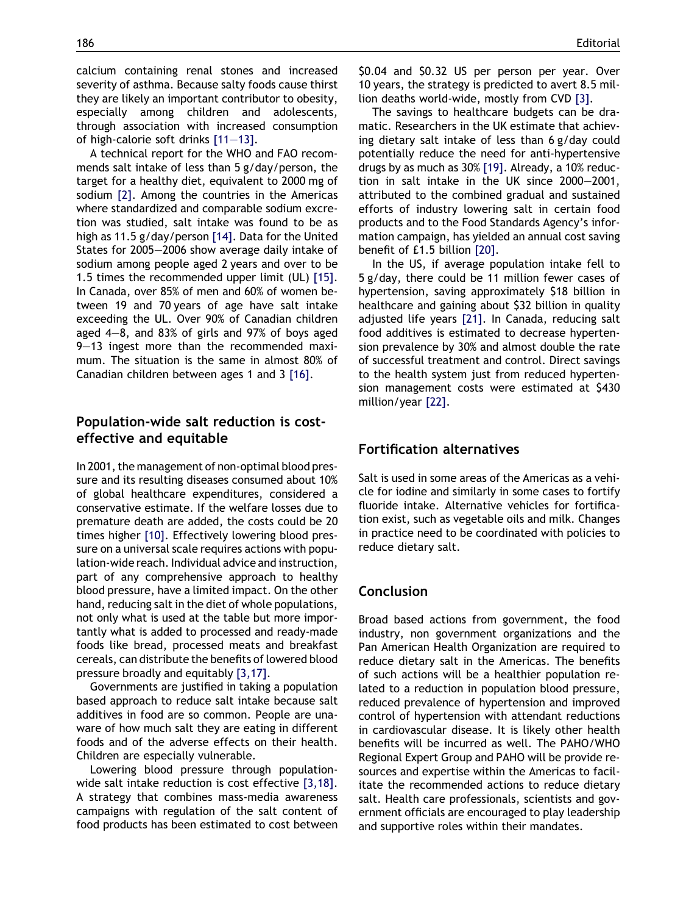calcium containing renal stones and increased severity of asthma. Because salty foods cause thirst they are likely an important contributor to obesity, especially among children and adolescents, through association with increased consumption of high-calorie soft drinks [11–13].

A technical report for the WHO and FAO recommends salt intake of less than 5 g/day/person, the target for a healthy diet, equivalent to 2000 mg of sodium [2]. Among the countries in the Americas where standardized and comparable sodium excretion was studied, salt intake was found to be as high as 11.5 g/day/person [14]. Data for the United States for 2005–2006 show average daily intake of sodium among people aged 2 years and over to be 1.5 times the recommended upper limit (UL) [15]. In Canada, over 85% of men and 60% of women between 19 and 70 years of age have salt intake exceeding the UL. Over 90% of Canadian children aged 4–8, and 83% of girls and 97% of boys aged 9–13 ingest more than the recommended maximum. The situation is the same in almost 80% of Canadian children between ages 1 and 3 [16].

## Population-wide salt reduction is cost-effective and equitable

In 2001, the management of non-optimal blood pressure and its resulting diseases consumed about 10% of global healthcare expenditures, considered a conservative estimate. If the welfare losses due to premature death are added, the costs could be 20 times higher [10]. Effectively lowering blood pressure on a universal scale requires actions with population-wide reach. Individual advice and instruction, part of any comprehensive approach to healthy blood pressure, have a limited impact. On the other hand, reducing salt in the diet of whole populations, not only what is used at the table but more importantly what is added to processed and ready-made foods like bread, processed meats and breakfast cereals, can distribute the benefits of lowered blood pressure broadly and equitably [3,17].

Governments are justified in taking a population based approach to reduce salt intake because salt additives in food are so common. People are unaware of how much salt they are eating in different foods and of the adverse effects on their health. Children are especially vulnerable.

Lowering blood pressure through population-wide salt intake reduction is cost effective [3,18]. A strategy that combines mass-media awareness campaigns with regulation of the salt content of food products has been estimated to cost between $0.04 and $0.32 US per person per year. Over 10 years, the strategy is predicted to avert 8.5 million deaths world-wide, mostly from CVD [3].

The savings to healthcare budgets can be dramatic. Researchers in the UK estimate that achieving dietary salt intake of less than 6 g/day could potentially reduce the need for anti-hypertensive drugs by as much as 30% [19]. Already, a 10% reduction in salt intake in the UK since 2000–2001, attributed to the combined gradual and sustained efforts of industry lowering salt in certain food products and to the Food Standards Agency's information campaign, has yielded an annual cost saving benefit of £1.5 billion [20].

In the US, if average population intake fell to 5 g/day, there could be 11 million fewer cases of hypertension, saving approximately $18 billion in healthcare and gaining about $32 billion in quality adjusted life years [21]. In Canada, reducing salt food additives is estimated to decrease hypertension prevalence by 30% and almost double the rate of successful treatment and control. Direct savings to the health system just from reduced hypertension management costs were estimated at $430 million/year [22].

## Fortification alternatives

Salt is used in some areas of the Americas as a vehicle for iodine and similarly in some cases to fortify fluoride intake. Alternative vehicles for fortification exist, such as vegetable oils and milk. Changes in practice need to be coordinated with policies to reduce dietary salt.

## Conclusion

Broad based actions from government, the food industry, non government organizations and the Pan American Health Organization are required to reduce dietary salt in the Americas. The benefits of such actions will be a healthier population related to a reduction in population blood pressure, reduced prevalence of hypertension and improved control of hypertension with attendant reductions in cardiovascular disease. It is likely other health benefits will be incurred as well. The PAHO/WHO Regional Expert Group and PAHO will be provide resources and expertise within the Americas to facilitate the recommended actions to reduce dietary salt. Health care professionals, scientists and government officials are encouraged to play leadership and supportive roles within their mandates.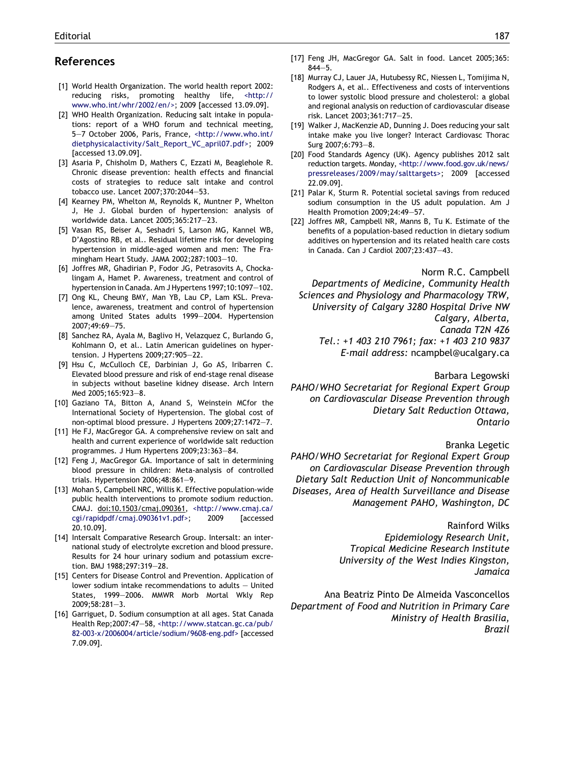## References

[1] World Health Organization. The world health report 2002: reducing risks, promoting healthy life, <http://www.who.int/whr/2002/en/>; 2009 [accessed 13.09.09].

[2] WHO Health Organization. Reducing salt intake in populations: report of a WHO forum and technical meeting, 5–7 October 2006, Paris, France, <http://www.who.int/dietphysicalactivity/Salt_Report_VC_april07.pdf>; 2009 [accessed 13.09.09].

[3] Asaria P, Chisholm D, Mathers C, Ezzati M, Beaglehole R. Chronic disease prevention: health effects and financial costs of strategies to reduce salt intake and control tobacco use. Lancet 2007;370:2044–53.

[4] Kearney PM, Whelton M, Reynolds K, Muntner P, Whelton J, He J. Global burden of hypertension: analysis of worldwide data. Lancet 2005;365:217–23.

[5] Vasan RS, Beiser A, Seshadri S, Larson MG, Kannel WB, D'Agostino RB, et al.. Residual lifetime risk for developing hypertension in middle-aged women and men: The Framingham Heart Study. JAMA 2002;287:1003–10.

[6] Joffres MR, Ghadirian P, Fodor JG, Petrasovits A, Chockalingam A, Hamet P. Awareness, treatment and control of hypertension in Canada. Am J Hypertens 1997;10:1097–102.

[7] Ong KL, Cheung BMY, Man YB, Lau CP, Lam KSL. Prevalence, awareness, treatment and control of hypertension among United States adults 1999–2004. Hypertension 2007;49:69–75.

[8] Sanchez RA, Ayala M, Baglivo H, Velazquez C, Burlando G, Kohlmann O, et al.. Latin American guidelines on hypertension. J Hypertens 2009;27:905–22.

[9] Hsu C, McCulloch CE, Darbinian J, Go AS, Iribarren C. Elevated blood pressure and risk of end-stage renal disease in subjects without baseline kidney disease. Arch Intern Med 2005;165:923–8.

[10] Gaziano TA, Bitton A, Anand S, Weinstein MCfor the International Society of Hypertension. The global cost of non-optimal blood pressure. J Hypertens 2009;27:1472–7.

[11] He FJ, MacGregor GA. A comprehensive review on salt and health and current experience of worldwide salt reduction programmes. J Hum Hypertens 2009;23:363–84.

[12] Feng J, MacGregor GA. Importance of salt in determining blood pressure in children: Meta-analysis of controlled trials. Hypertension 2006;48:861–9.

[13] Mohan S, Campbell NRC, Willis K. Effective population-wide public health interventions to promote sodium reduction. CMAJ. doi:10.1503/cmaj.090361, <http://www.cmaj.ca/cgi/rapidpdf/cmaj.090361v1.pdf>; 2009 [accessed 20.10.09].

[14] Intersalt Comparative Research Group. Intersalt: an international study of electrolyte excretion and blood pressure. Results for 24 hour urinary sodium and potassium excretion. BMJ 1988;297:319–28.

[15] Centers for Disease Control and Prevention. Application of lower sodium intake recommendations to adults — United States, 1999–2006. MMWR Morb Mortal Wkly Rep 2009;58:281–3.

[16] Garriguet, D. Sodium consumption at all ages. Stat Canada Health Rep;2007:47–58, <http://www.statcan.gc.ca/pub/82-003-x/2006004/article/sodium/9608-eng.pdf> [accessed 7.09.09].

[17] Feng JH, MacGregor GA. Salt in food. Lancet 2005;365:844–5.

[18] Murray CJ, Lauer JA, Hutubessy RC, Niessen L, Tomijima N, Rodgers A, et al.. Effectiveness and costs of interventions to lower systolic blood pressure and cholesterol: a global and regional analysis on reduction of cardiovascular disease risk. Lancet 2003;361:717–25.

[19] Walker J, MacKenzie AD, Dunning J. Does reducing your salt intake make you live longer? Interact Cardiovasc Thorac Surg 2007;6:793–8.

[20] Food Standards Agency (UK). Agency publishes 2012 salt reduction targets. Monday, <http://www.food.gov.uk/news/pressreleases/2009/may/salttargets>; 2009 [accessed 22.09.09].

[21] Palar K, Sturm R. Potential societal savings from reduced sodium consumption in the US adult population. Am J Health Promotion 2009;24:49–57.

[22] Joffres MR, Campbell NR, Manns B, Tu K. Estimate of the benefits of a population-based reduction in dietary sodium additives on hypertension and its related health care costs in Canada. Can J Cardiol 2007;23:437–43.

Norm R.C. Campbell
*Departments of Medicine, Community Health Sciences and Physiology and Pharmacology TRW, University of Calgary 3280 Hospital Drive NW Calgary, Alberta, Canada T2N 4Z6*
*Tel.: +1 403 210 7961; fax: +1 403 210 9837*
*E-mail address:* ncampbel@ucalgary.ca

Barbara Legowski
*PAHO/WHO Secretariat for Regional Expert Group on Cardiovascular Disease Prevention through Dietary Salt Reduction Ottawa, Ontario*

Branka Legetic
*PAHO/WHO Secretariat for Regional Expert Group on Cardiovascular Disease Prevention through Dietary Salt Reduction Unit of Noncommunicable Diseases, Area of Health Surveillance and Disease Management PAHO, Washington, DC*

Rainford Wilks
*Epidemiology Research Unit, Tropical Medicine Research Institute University of the West Indies Kingston, Jamaica*

Ana Beatriz Pinto De Almeida Vasconcellos
*Department of Food and Nutrition in Primary Care Ministry of Health Brasilia, Brazil*